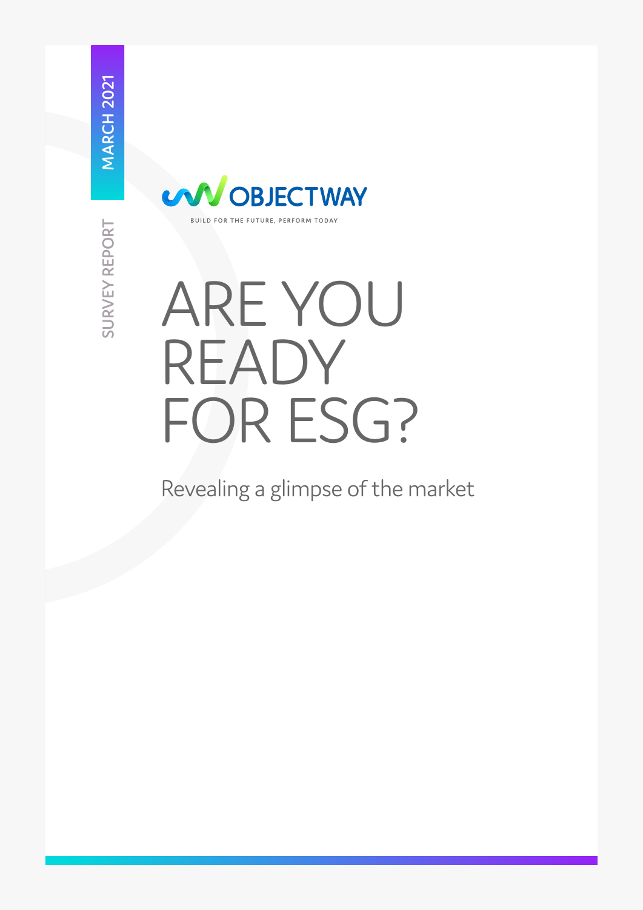MARCH 2021

SURVEY REPORT

OBJECTWAY

BUILD FOR THE FUTURE, PERFORM TODAY

# ARE YOU READY FOR ESG?

Revealing a glimpse of the market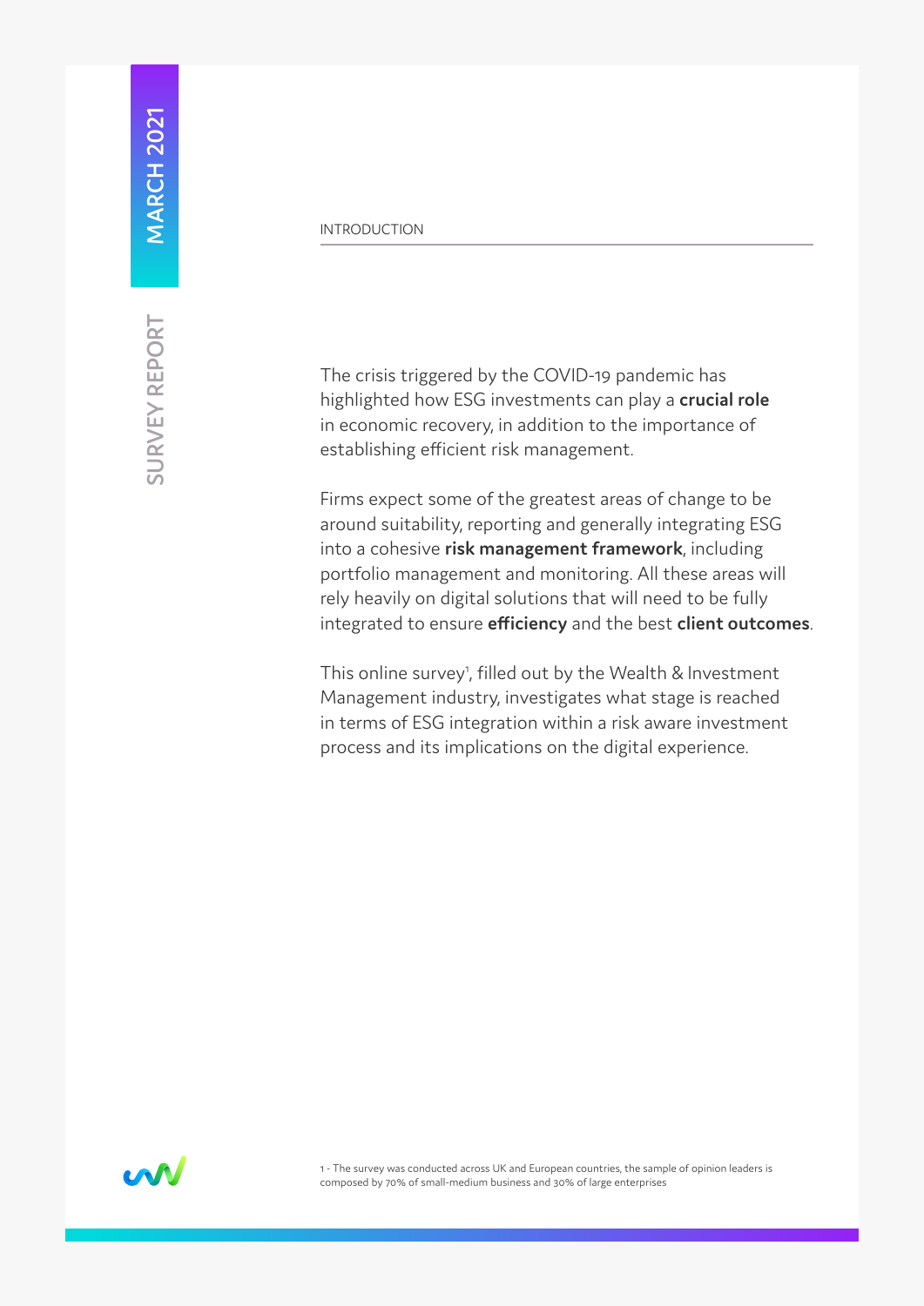## INTRODUCTION

The crisis triggered by the COVID-19 pandemic has highlighted how ESG investments can play a **crucial role** in economic recovery, in addition to the importance of establishing efficient risk management.

Firms expect some of the greatest areas of change to be around suitability, reporting and generally integrating ESG into a cohesive **risk management framework**, including portfolio management and monitoring. All these areas will rely heavily on digital solutions that will need to be fully integrated to ensure **efficiency** and the best **client outcomes**.

This online survey[1], filled out by the Wealth & Investment Management industry, investigates what stage is reached in terms of ESG integration within a risk aware investment process and its implications on the digital experience.

1 - The survey was conducted across UK and European countries, the sample of opinion leaders is composed by 70% of small-medium business and 30% of large enterprises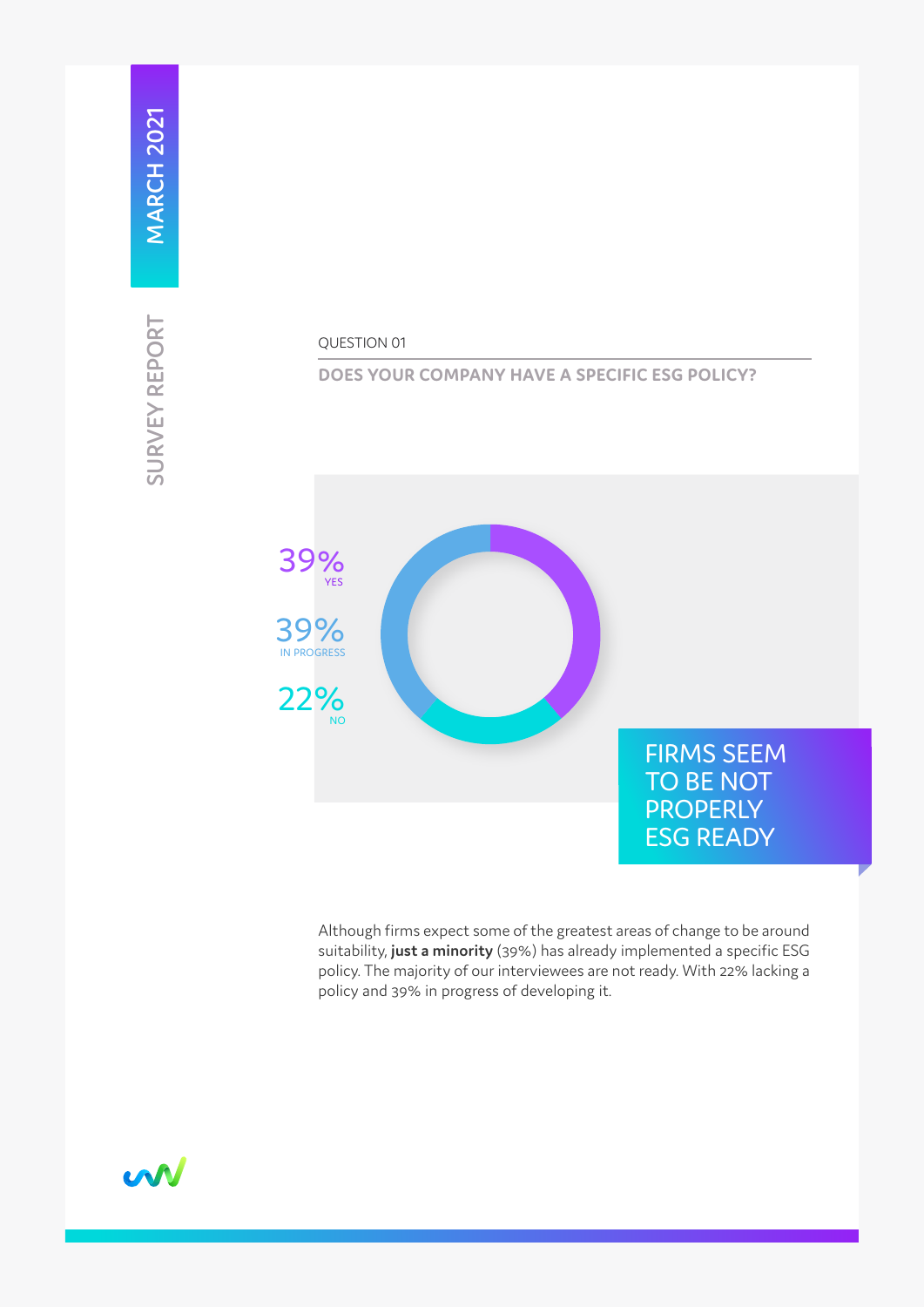QUESTION 01

## DOES YOUR COMPANY HAVE A SPECIFIC ESG POLICY?

39%
YES

39%
IN PROGRESS

22%
NO

**FIRMS SEEM TO BE NOT PROPERLY ESG READY**

Although firms expect some of the greatest areas of change to be around suitability, **just a minority** (39%) has already implemented a specific ESG policy. The majority of our interviewees are not ready. With 22% lacking a policy and 39% in progress of developing it.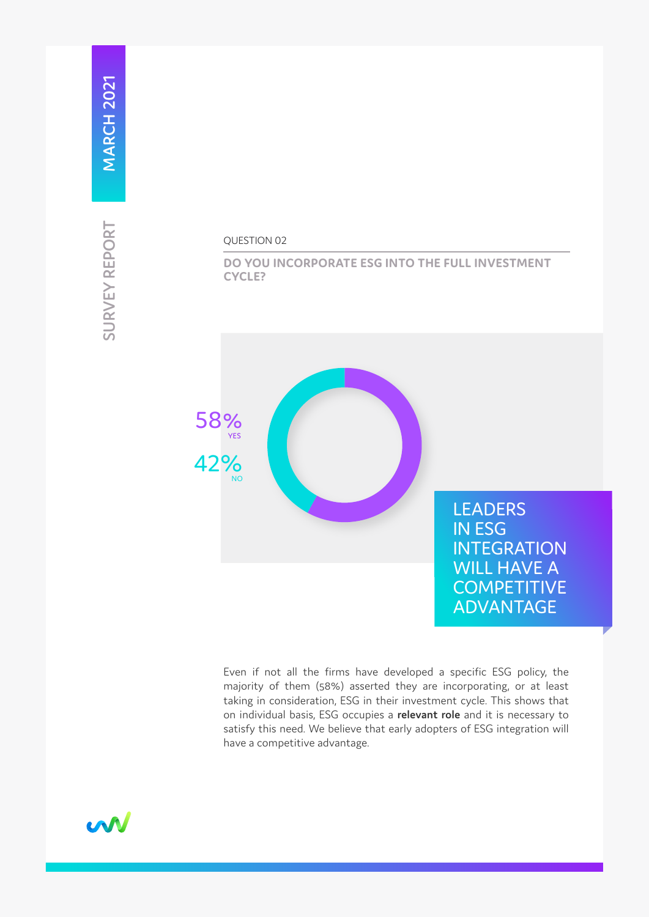QUESTION 02

## DO YOU INCORPORATE ESG INTO THE FULL INVESTMENT CYCLE?

58% YES

42% NO

**LEADERS IN ESG INTEGRATION WILL HAVE A COMPETITIVE ADVANTAGE**

Even if not all the firms have developed a specific ESG policy, the majority of them (58%) asserted they are incorporating, or at least taking in consideration, ESG in their investment cycle. This shows that on individual basis, ESG occupies a **relevant role** and it is necessary to satisfy this need. We believe that early adopters of ESG integration will have a competitive advantage.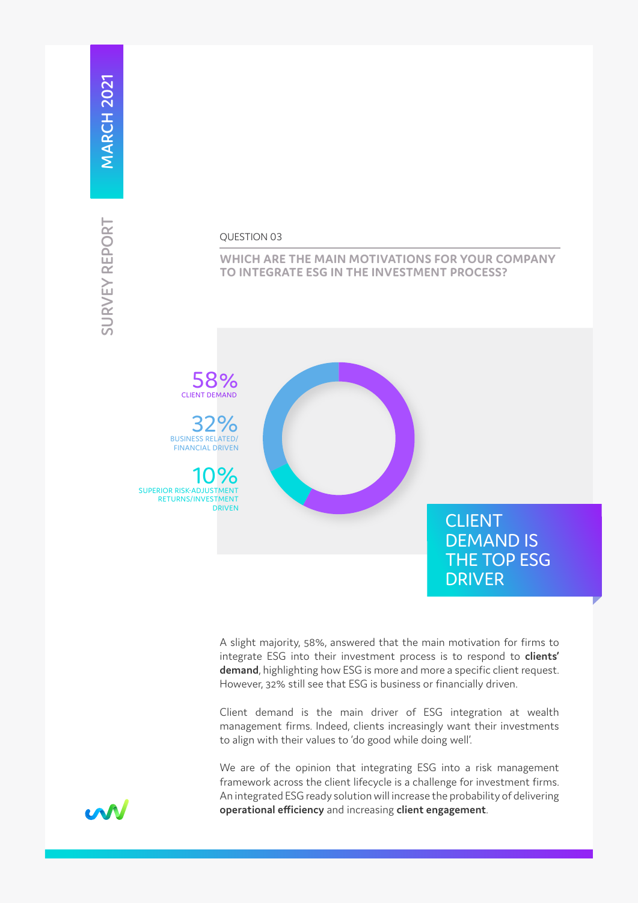QUESTION 03

## WHICH ARE THE MAIN MOTIVATIONS FOR YOUR COMPANY TO INTEGRATE ESG IN THE INVESTMENT PROCESS?

58%
CLIENT DEMAND

32%
BUSINESS RELATED/ FINANCIAL DRIVEN

10%
SUPERIOR RISK-ADJUSTMENT RETURNS/INVESTMENT DRIVEN

CLIENT DEMAND IS THE TOP ESG DRIVER

A slight majority, 58%, answered that the main motivation for firms to integrate ESG into their investment process is to respond to **clients' demand**, highlighting how ESG is more and more a specific client request. However, 32% still see that ESG is business or financially driven.

Client demand is the main driver of ESG integration at wealth management firms. Indeed, clients increasingly want their investments to align with their values to 'do good while doing well'.

We are of the opinion that integrating ESG into a risk management framework across the client lifecycle is a challenge for investment firms. An integrated ESG ready solution will increase the probability of delivering **operational efficiency** and increasing **client engagement**.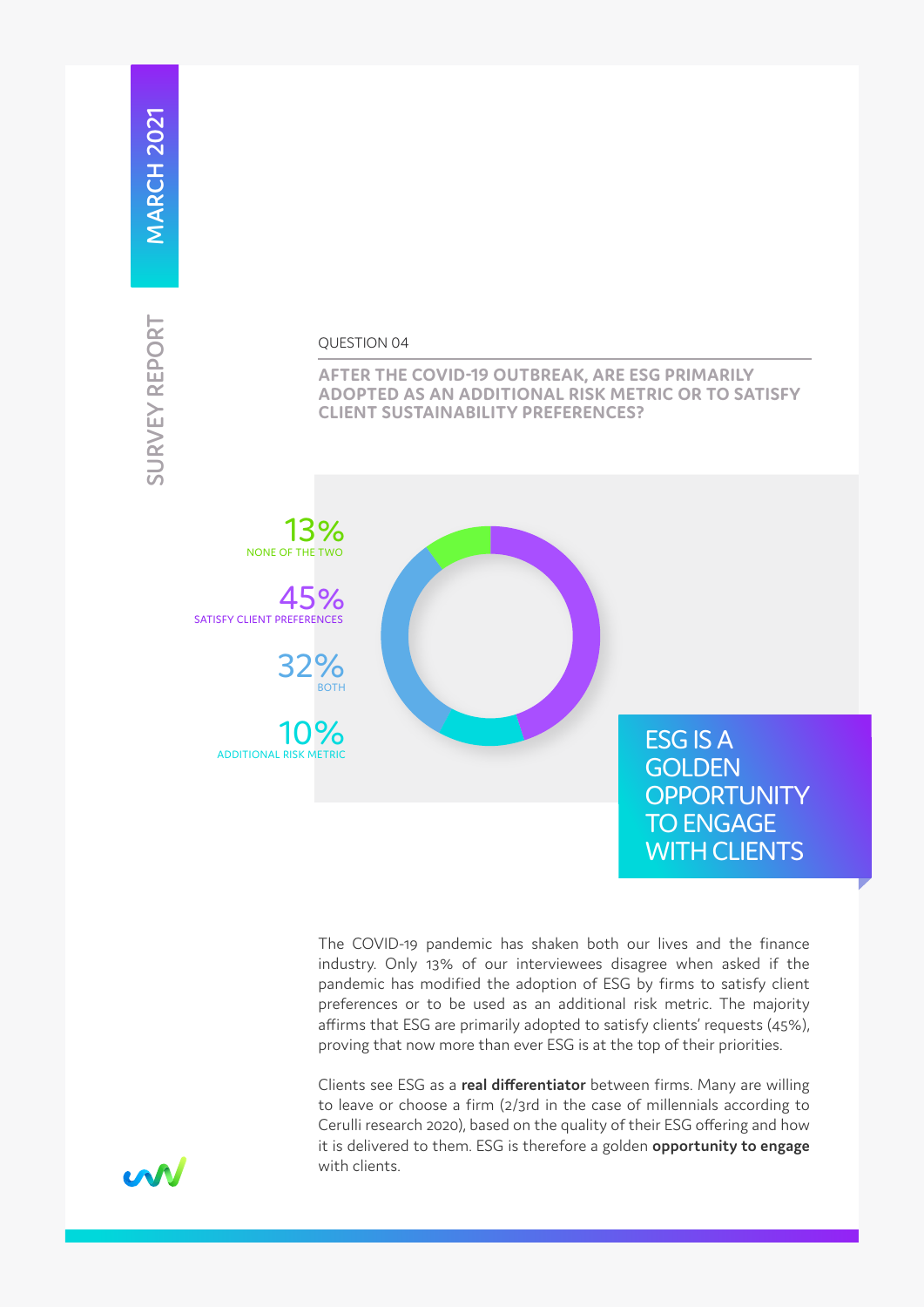QUESTION 04

## AFTER THE COVID-19 OUTBREAK, ARE ESG PRIMARILY ADOPTED AS AN ADDITIONAL RISK METRIC OR TO SATISFY CLIENT SUSTAINABILITY PREFERENCES?

13%
NONE OF THE TWO

45%
SATISFY CLIENT PREFERENCES

32%
BOTH

10%
ADDITIONAL RISK METRIC

## ESG IS A GOLDEN OPPORTUNITY TO ENGAGE WITH CLIENTS

The COVID-19 pandemic has shaken both our lives and the finance industry. Only 13% of our interviewees disagree when asked if the pandemic has modified the adoption of ESG by firms to satisfy client preferences or to be used as an additional risk metric. The majority affirms that ESG are primarily adopted to satisfy clients' requests (45%), proving that now more than ever ESG is at the top of their priorities.

Clients see ESG as a **real differentiator** between firms. Many are willing to leave or choose a firm (2/3rd in the case of millennials according to Cerulli research 2020), based on the quality of their ESG offering and how it is delivered to them. ESG is therefore a golden **opportunity to engage** with clients.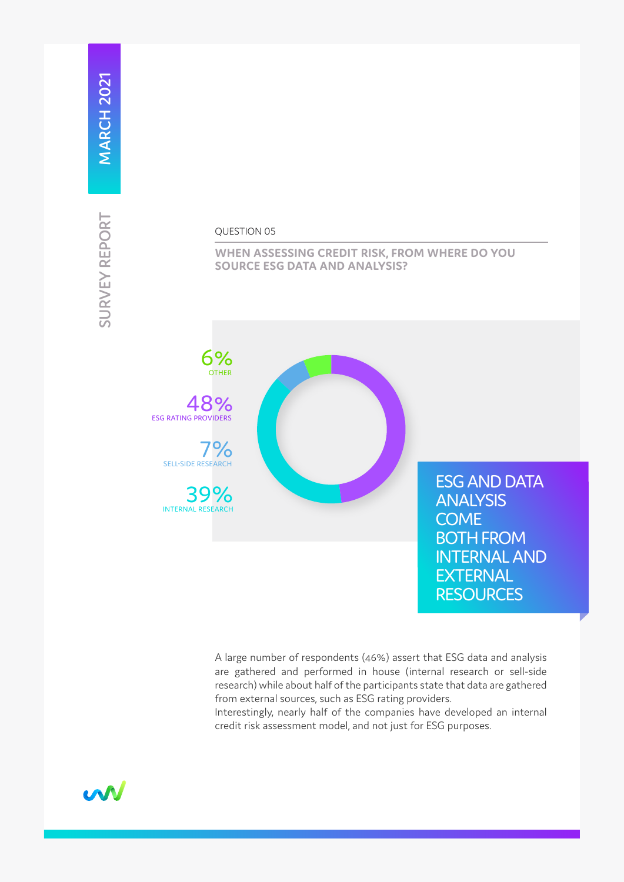QUESTION 05

## WHEN ASSESSING CREDIT RISK, FROM WHERE DO YOU SOURCE ESG DATA AND ANALYSIS?

6% OTHER

48% ESG RATING PROVIDERS

7% SELL-SIDE RESEARCH

39% INTERNAL RESEARCH

**ESG AND DATA ANALYSIS COME BOTH FROM INTERNAL AND EXTERNAL RESOURCES**

A large number of respondents (46%) assert that ESG data and analysis are gathered and performed in house (internal research or sell-side research) while about half of the participants state that data are gathered from external sources, such as ESG rating providers.

Interestingly, nearly half of the companies have developed an internal credit risk assessment model, and not just for ESG purposes.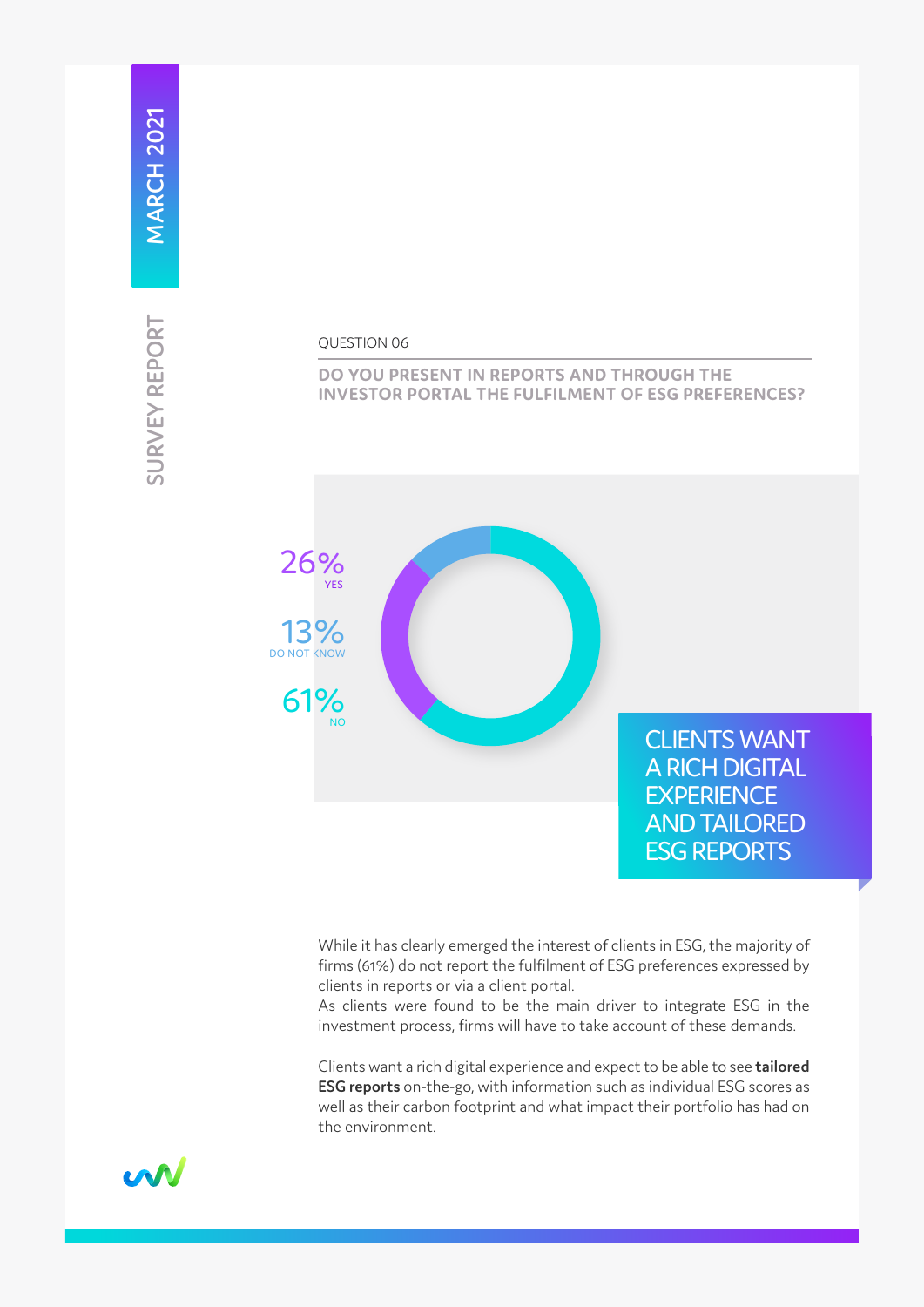QUESTION 06

**DO YOU PRESENT IN REPORTS AND THROUGH THE INVESTOR PORTAL THE FULFILMENT OF ESG PREFERENCES?**

26% YES

13% DO NOT KNOW

61% NO

## CLIENTS WANT A RICH DIGITAL EXPERIENCE AND TAILORED ESG REPORTS

While it has clearly emerged the interest of clients in ESG, the majority of firms (61%) do not report the fulfilment of ESG preferences expressed by clients in reports or via a client portal.
As clients were found to be the main driver to integrate ESG in the investment process, firms will have to take account of these demands.

Clients want a rich digital experience and expect to be able to see **tailored ESG reports** on-the-go, with information such as individual ESG scores as well as their carbon footprint and what impact their portfolio has had on the environment.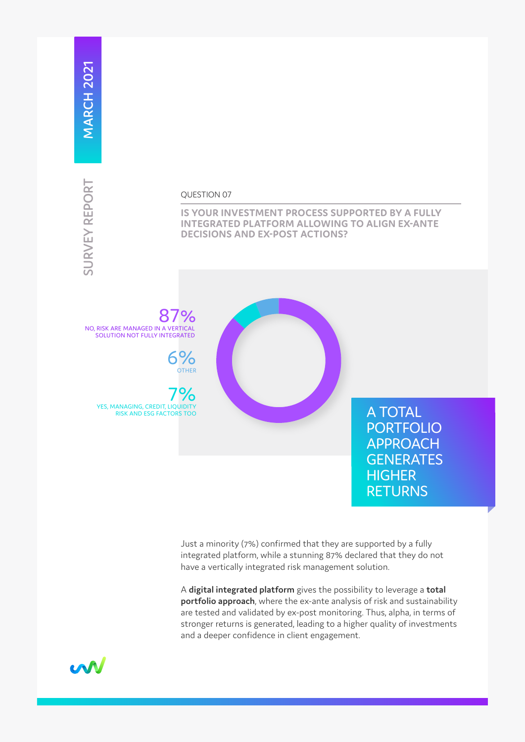QUESTION 07

## IS YOUR INVESTMENT PROCESS SUPPORTED BY A FULLY INTEGRATED PLATFORM ALLOWING TO ALIGN EX-ANTE DECISIONS AND EX-POST ACTIONS?

87%
NO, RISK ARE MANAGED IN A VERTICAL SOLUTION NOT FULLY INTEGRATED

6%
OTHER

7%
YES, MANAGING, CREDIT, LIQUIDITY RISK AND ESG FACTORS TOO

A TOTAL PORTFOLIO APPROACH GENERATES HIGHER RETURNS

Just a minority (7%) confirmed that they are supported by a fully integrated platform, while a stunning 87% declared that they do not have a vertically integrated risk management solution.

A **digital integrated platform** gives the possibility to leverage a **total portfolio approach**, where the ex-ante analysis of risk and sustainability are tested and validated by ex-post monitoring. Thus, alpha, in terms of stronger returns is generated, leading to a higher quality of investments and a deeper confidence in client engagement.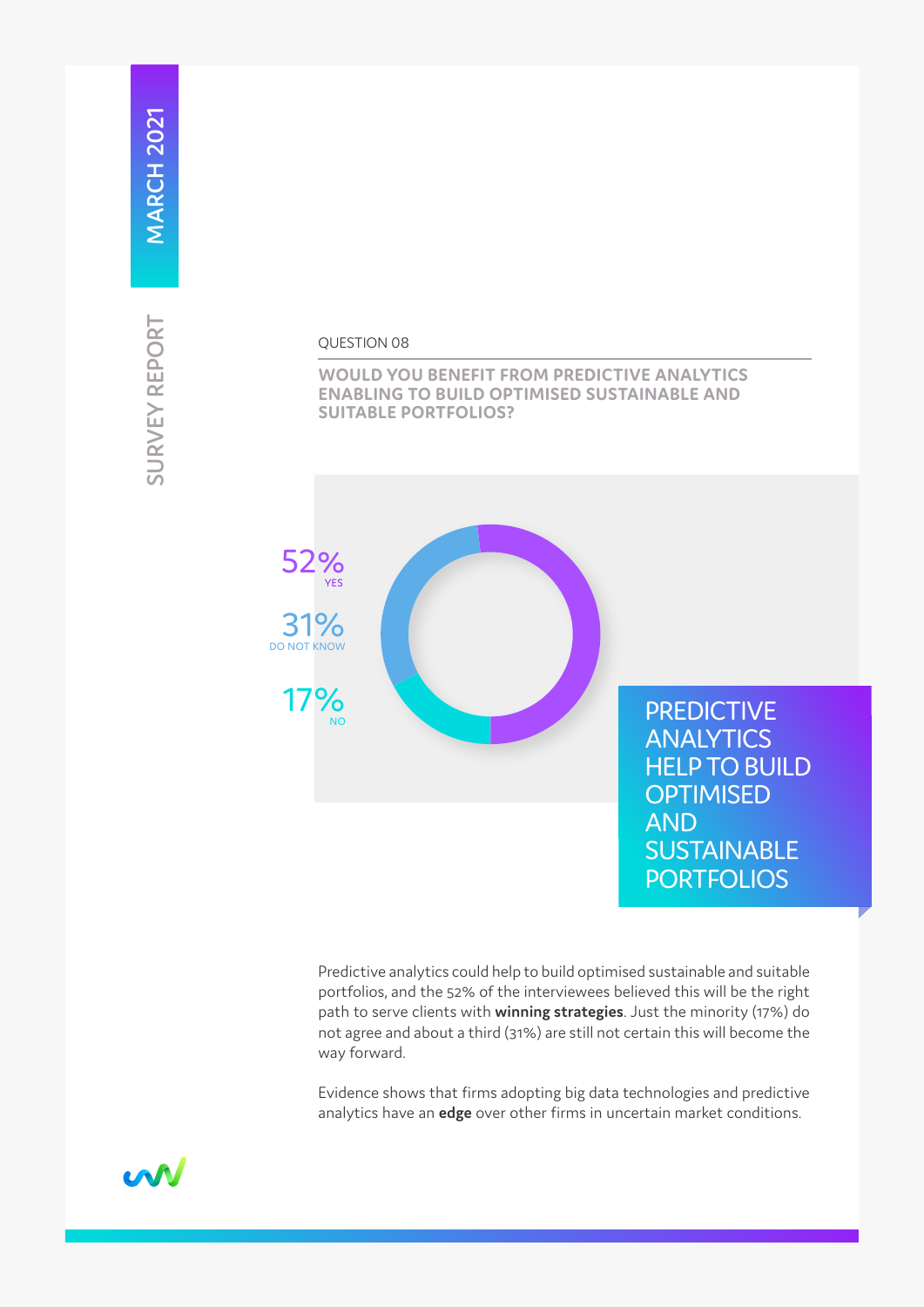QUESTION 08

## WOULD YOU BENEFIT FROM PREDICTIVE ANALYTICS ENABLING TO BUILD OPTIMISED SUSTAINABLE AND SUITABLE PORTFOLIOS?

52% YES

31% DO NOT KNOW

17% NO

**PREDICTIVE ANALYTICS HELP TO BUILD OPTIMISED AND SUSTAINABLE PORTFOLIOS**

Predictive analytics could help to build optimised sustainable and suitable portfolios, and the 52% of the interviewees believed this will be the right path to serve clients with **winning strategies**. Just the minority (17%) do not agree and about a third (31%) are still not certain this will become the way forward.

Evidence shows that firms adopting big data technologies and predictive analytics have an **edge** over other firms in uncertain market conditions.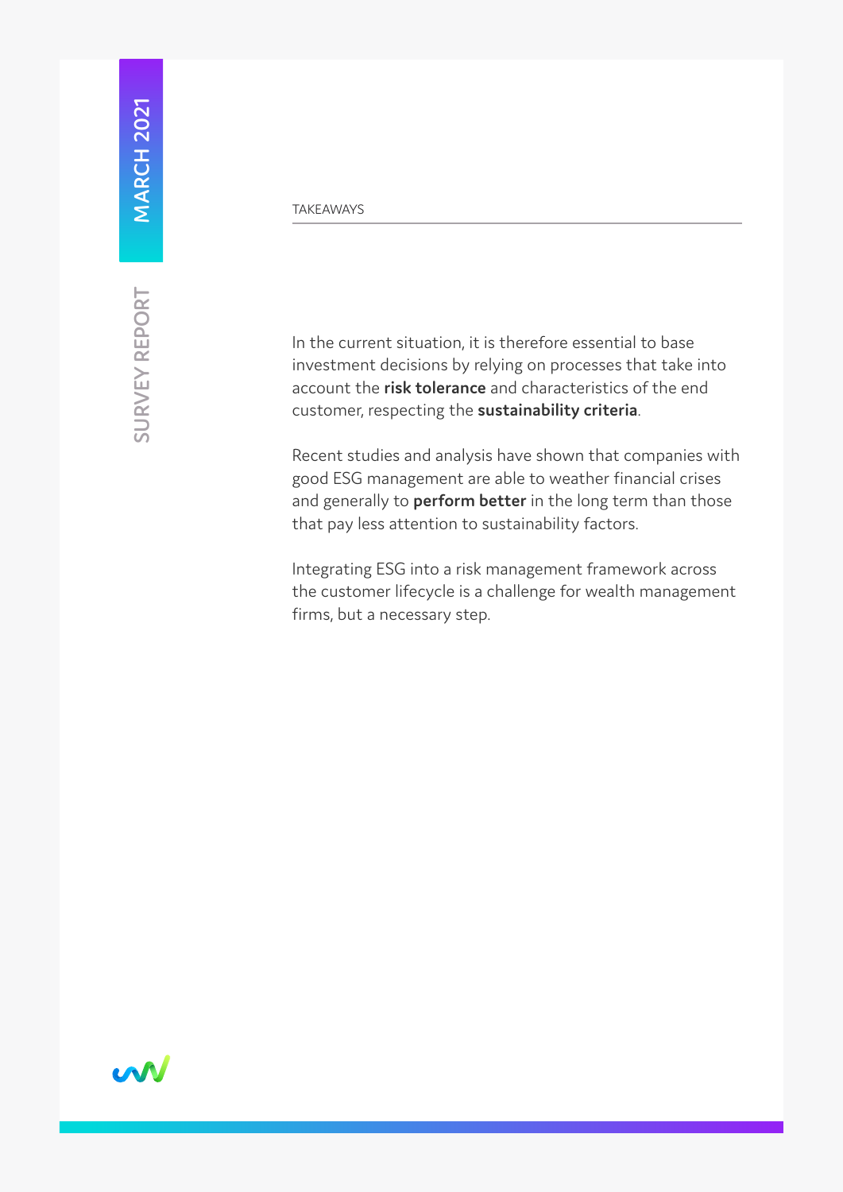## TAKEAWAYS

In the current situation, it is therefore essential to base investment decisions by relying on processes that take into account the **risk tolerance** and characteristics of the end customer, respecting the **sustainability criteria**.

Recent studies and analysis have shown that companies with good ESG management are able to weather financial crises and generally to **perform better** in the long term than those that pay less attention to sustainability factors.

Integrating ESG into a risk management framework across the customer lifecycle is a challenge for wealth management firms, but a necessary step.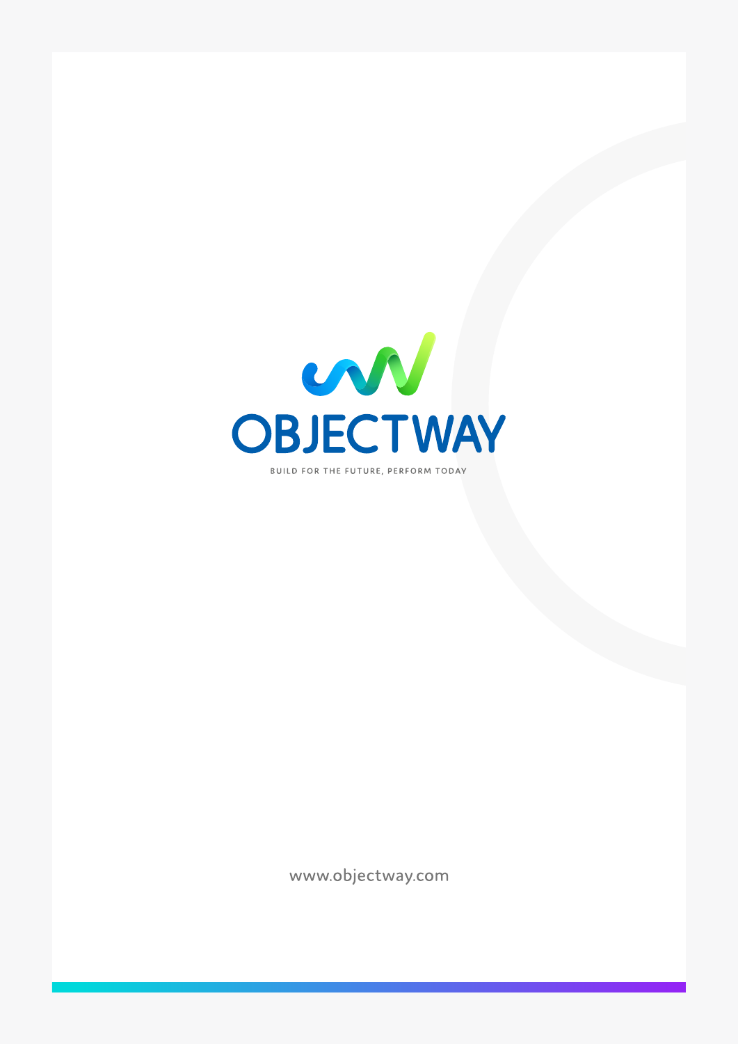OBJECTWAY

BUILD FOR THE FUTURE, PERFORM TODAY

www.objectway.com